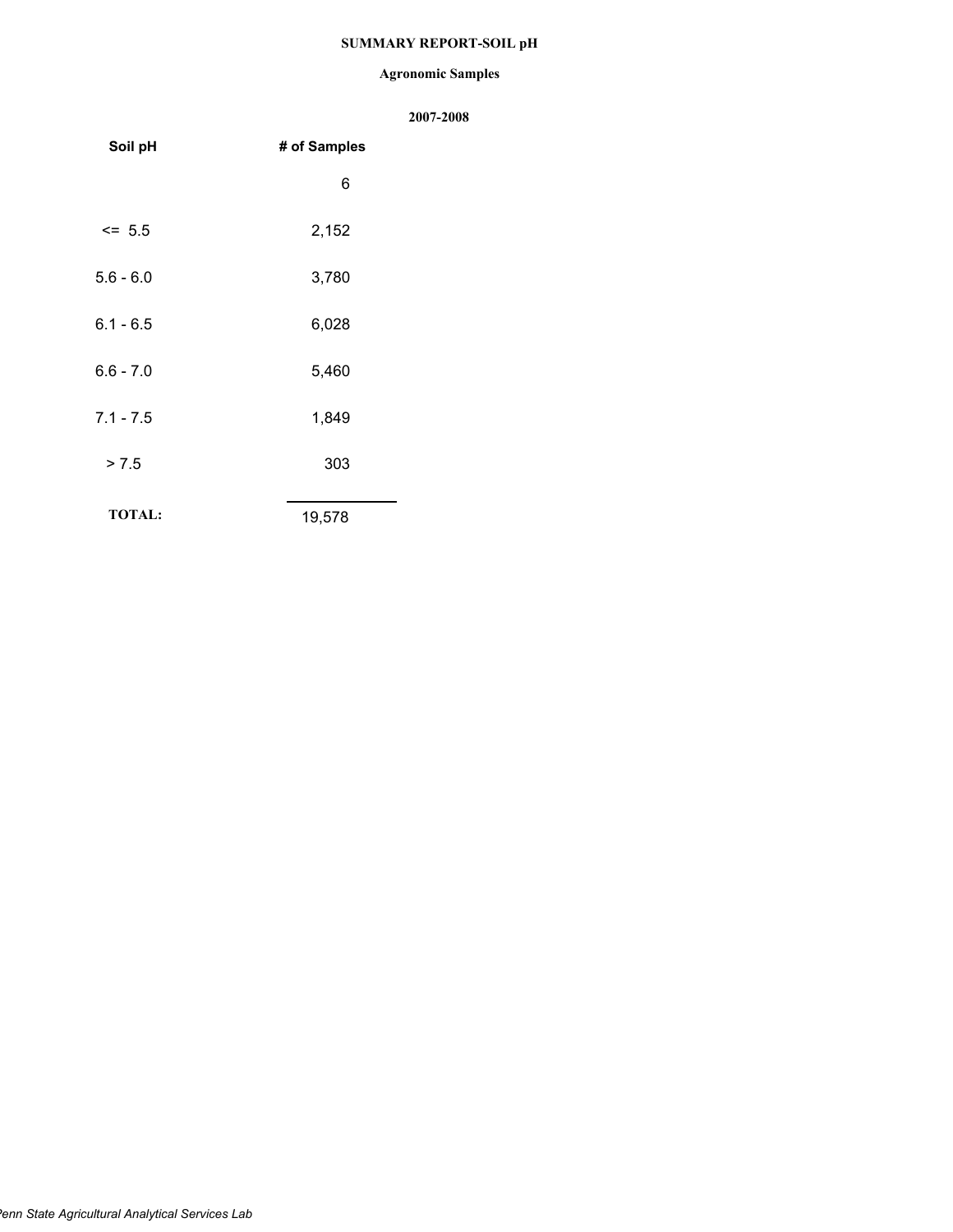# SUMMARY REPORT-SOIL pH

## Agronomic Samples

### 2007-2008

| Soil pH | # of Samples |
|---|---|
| | 6 |
| <= 5.5 | 2,152 |
| 5.6 - 6.0 | 3,780 |
| 6.1 - 6.5 | 6,028 |
| 6.6 - 7.0 | 5,460 |
| 7.1 - 7.5 | 1,849 |
| > 7.5 | 303 |
| **TOTAL:** | 19,578 |

*Penn State Agricultural Analytical Services Lab*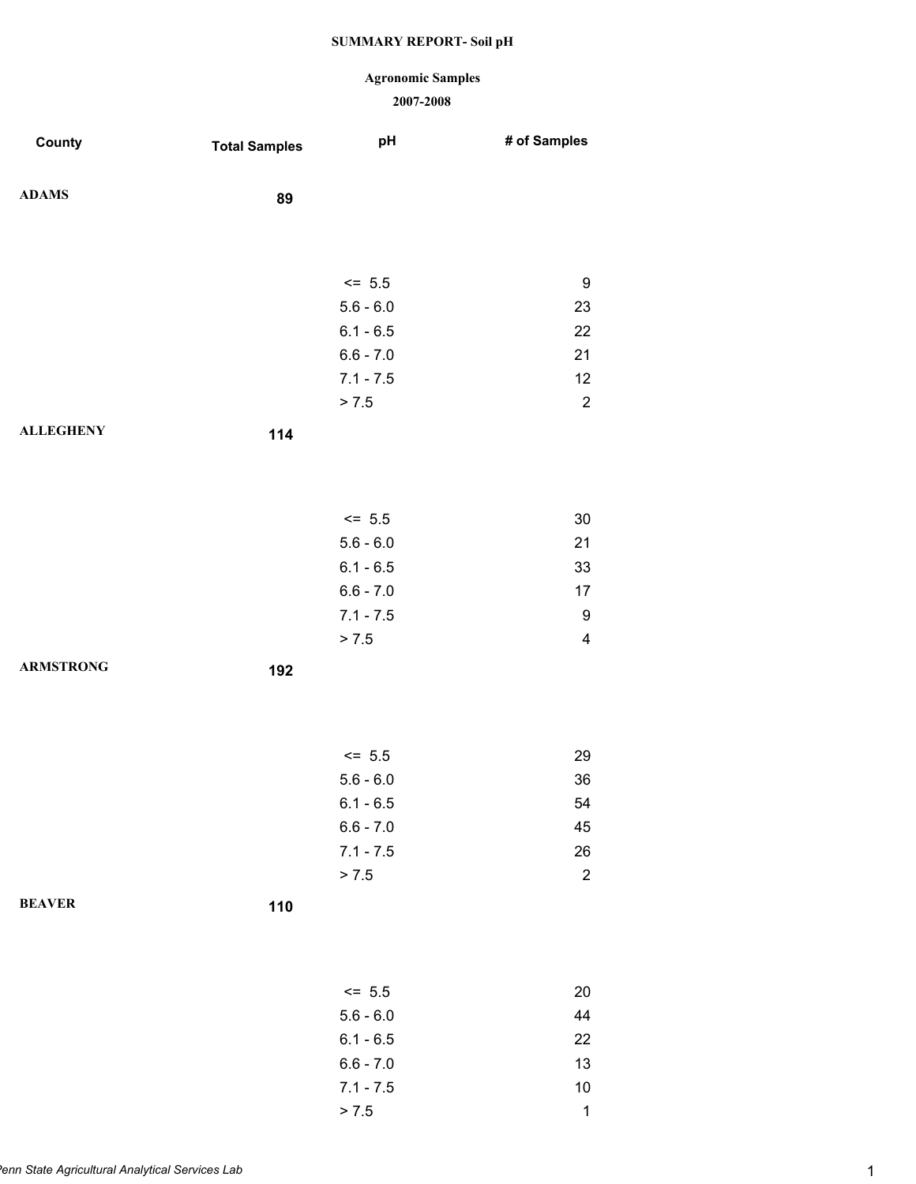# SUMMARY REPORT- Soil pH

## Agronomic Samples

### 2007-2008

| County | Total Samples | pH | # of Samples |
|---|---|---|---|
| ADAMS | 89 | | |
| | | <= 5.5 | 9 |
| | | 5.6 - 6.0 | 23 |
| | | 6.1 - 6.5 | 22 |
| | | 6.6 - 7.0 | 21 |
| | | 7.1 - 7.5 | 12 |
| | | > 7.5 | 2 |
| ALLEGHENY | 114 | | |
| | | <= 5.5 | 30 |
| | | 5.6 - 6.0 | 21 |
| | | 6.1 - 6.5 | 33 |
| | | 6.6 - 7.0 | 17 |
| | | 7.1 - 7.5 | 9 |
| | | > 7.5 | 4 |
| ARMSTRONG | 192 | | |
| | | <= 5.5 | 29 |
| | | 5.6 - 6.0 | 36 |
| | | 6.1 - 6.5 | 54 |
| | | 6.6 - 7.0 | 45 |
| | | 7.1 - 7.5 | 26 |
| | | > 7.5 | 2 |
| BEAVER | 110 | | |
| | | <= 5.5 | 20 |
| | | 5.6 - 6.0 | 44 |
| | | 6.1 - 6.5 | 22 |
| | | 6.6 - 7.0 | 13 |
| | | 7.1 - 7.5 | 10 |
| | | > 7.5 | 1 |

*Penn State Agricultural Analytical Services Lab*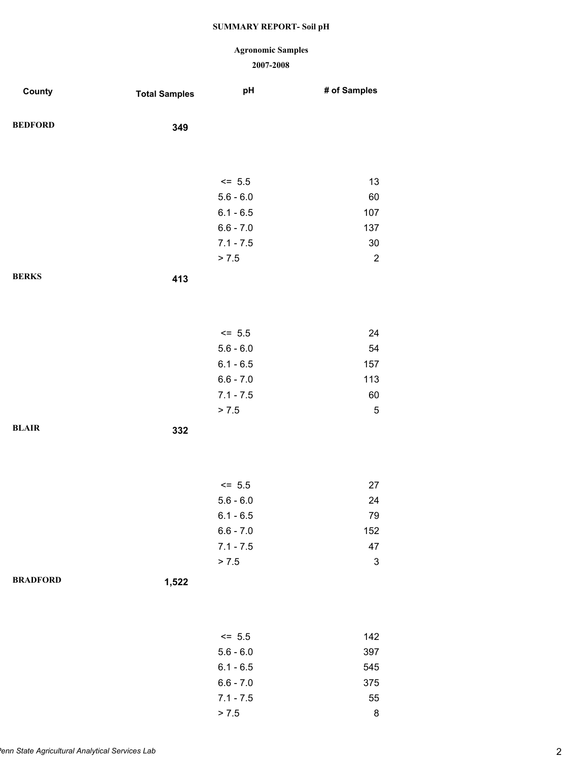**SUMMARY REPORT- Soil pH**

**Agronomic Samples**

**2007-2008**

| County | Total Samples | pH | # of Samples |
|---|---|---|---|
| **BEDFORD** | **349** | | |
| | | <= 5.5 | 13 |
| | | 5.6 - 6.0 | 60 |
| | | 6.1 - 6.5 | 107 |
| | | 6.6 - 7.0 | 137 |
| | | 7.1 - 7.5 | 30 |
| | | > 7.5 | 2 |
| **BERKS** | **413** | | |
| | | <= 5.5 | 24 |
| | | 5.6 - 6.0 | 54 |
| | | 6.1 - 6.5 | 157 |
| | | 6.6 - 7.0 | 113 |
| | | 7.1 - 7.5 | 60 |
| | | > 7.5 | 5 |
| **BLAIR** | **332** | | |
| | | <= 5.5 | 27 |
| | | 5.6 - 6.0 | 24 |
| | | 6.1 - 6.5 | 79 |
| | | 6.6 - 7.0 | 152 |
| | | 7.1 - 7.5 | 47 |
| | | > 7.5 | 3 |
| **BRADFORD** | **1,522** | | |
| | | <= 5.5 | 142 |
| | | 5.6 - 6.0 | 397 |
| | | 6.1 - 6.5 | 545 |
| | | 6.6 - 7.0 | 375 |
| | | 7.1 - 7.5 | 55 |
| | | > 7.5 | 8 |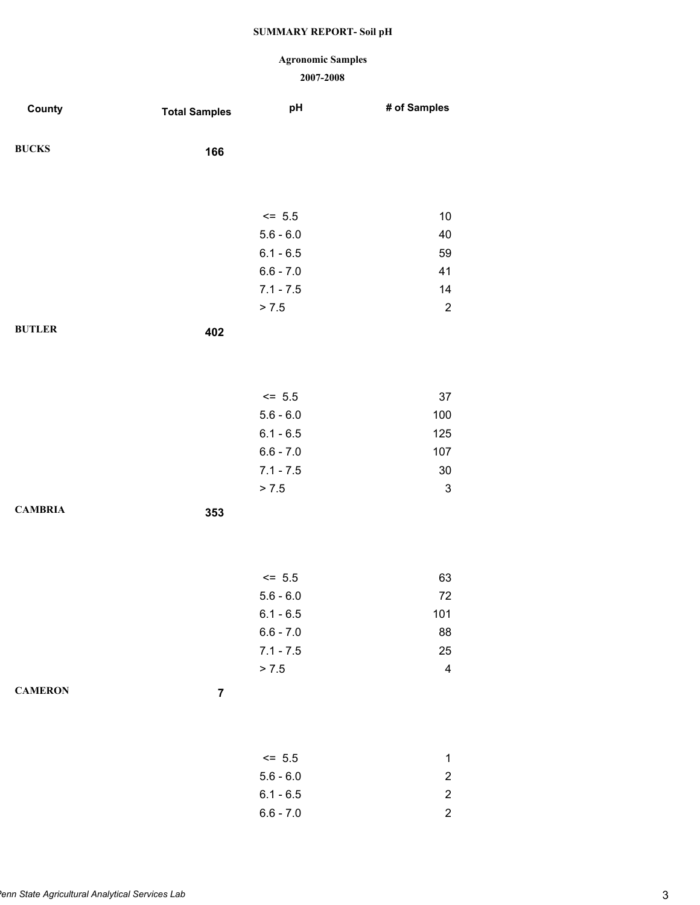**SUMMARY REPORT- Soil pH**

**Agronomic Samples**

**2007-2008**

| County | Total Samples | pH | # of Samples |
|---|---|---|---|
| **BUCKS** | **166** | | |
| | | <= 5.5 | 10 |
| | | 5.6 - 6.0 | 40 |
| | | 6.1 - 6.5 | 59 |
| | | 6.6 - 7.0 | 41 |
| | | 7.1 - 7.5 | 14 |
| | | > 7.5 | 2 |
| **BUTLER** | **402** | | |
| | | <= 5.5 | 37 |
| | | 5.6 - 6.0 | 100 |
| | | 6.1 - 6.5 | 125 |
| | | 6.6 - 7.0 | 107 |
| | | 7.1 - 7.5 | 30 |
| | | > 7.5 | 3 |
| **CAMBRIA** | **353** | | |
| | | <= 5.5 | 63 |
| | | 5.6 - 6.0 | 72 |
| | | 6.1 - 6.5 | 101 |
| | | 6.6 - 7.0 | 88 |
| | | 7.1 - 7.5 | 25 |
| | | > 7.5 | 4 |
| **CAMERON** | **7** | | |
| | | <= 5.5 | 1 |
| | | 5.6 - 6.0 | 2 |
| | | 6.1 - 6.5 | 2 |
| | | 6.6 - 7.0 | 2 |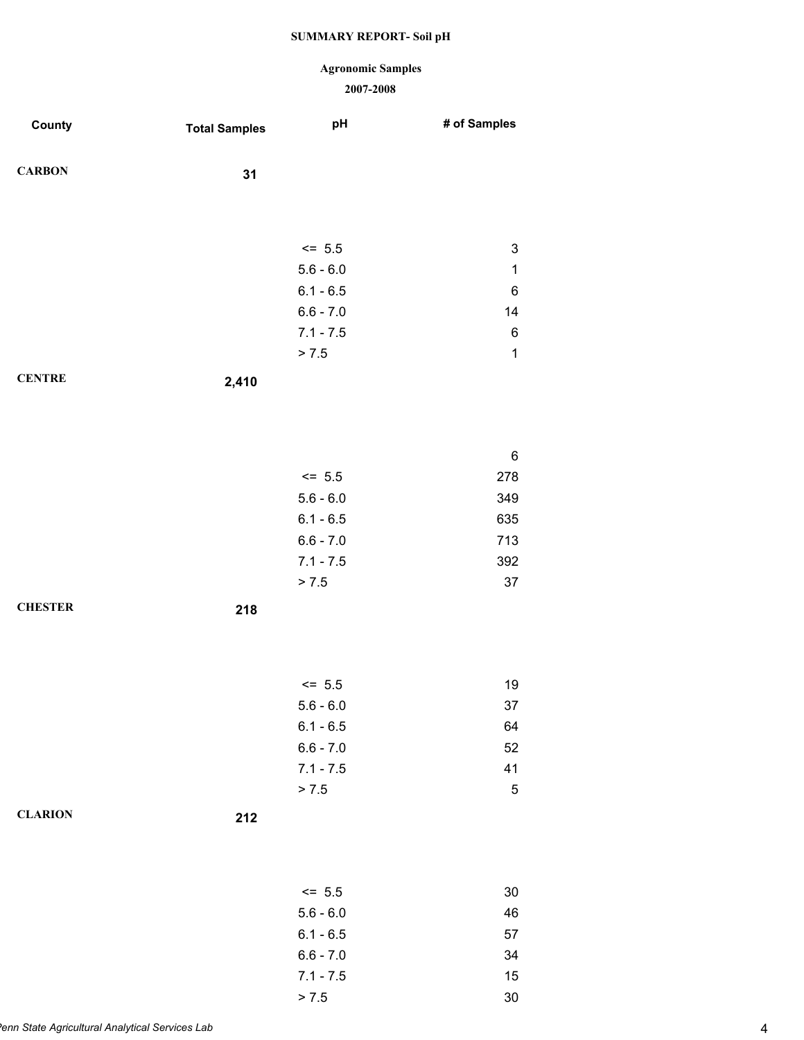**SUMMARY REPORT- Soil pH**

**Agronomic Samples**

**2007-2008**

| County | Total Samples | pH | # of Samples |
|---|---|---|---|
| **CARBON** | **31** | | |
| | | <= 5.5 | 3 |
| | | 5.6 - 6.0 | 1 |
| | | 6.1 - 6.5 | 6 |
| | | 6.6 - 7.0 | 14 |
| | | 7.1 - 7.5 | 6 |
| | | > 7.5 | 1 |
| **CENTRE** | **2,410** | | |
| | | | 6 |
| | | <= 5.5 | 278 |
| | | 5.6 - 6.0 | 349 |
| | | 6.1 - 6.5 | 635 |
| | | 6.6 - 7.0 | 713 |
| | | 7.1 - 7.5 | 392 |
| | | > 7.5 | 37 |
| **CHESTER** | **218** | | |
| | | <= 5.5 | 19 |
| | | 5.6 - 6.0 | 37 |
| | | 6.1 - 6.5 | 64 |
| | | 6.6 - 7.0 | 52 |
| | | 7.1 - 7.5 | 41 |
| | | > 7.5 | 5 |
| **CLARION** | **212** | | |
| | | <= 5.5 | 30 |
| | | 5.6 - 6.0 | 46 |
| | | 6.1 - 6.5 | 57 |
| | | 6.6 - 7.0 | 34 |
| | | 7.1 - 7.5 | 15 |
| | | > 7.5 | 30 |

*Penn State Agricultural Analytical Services Lab*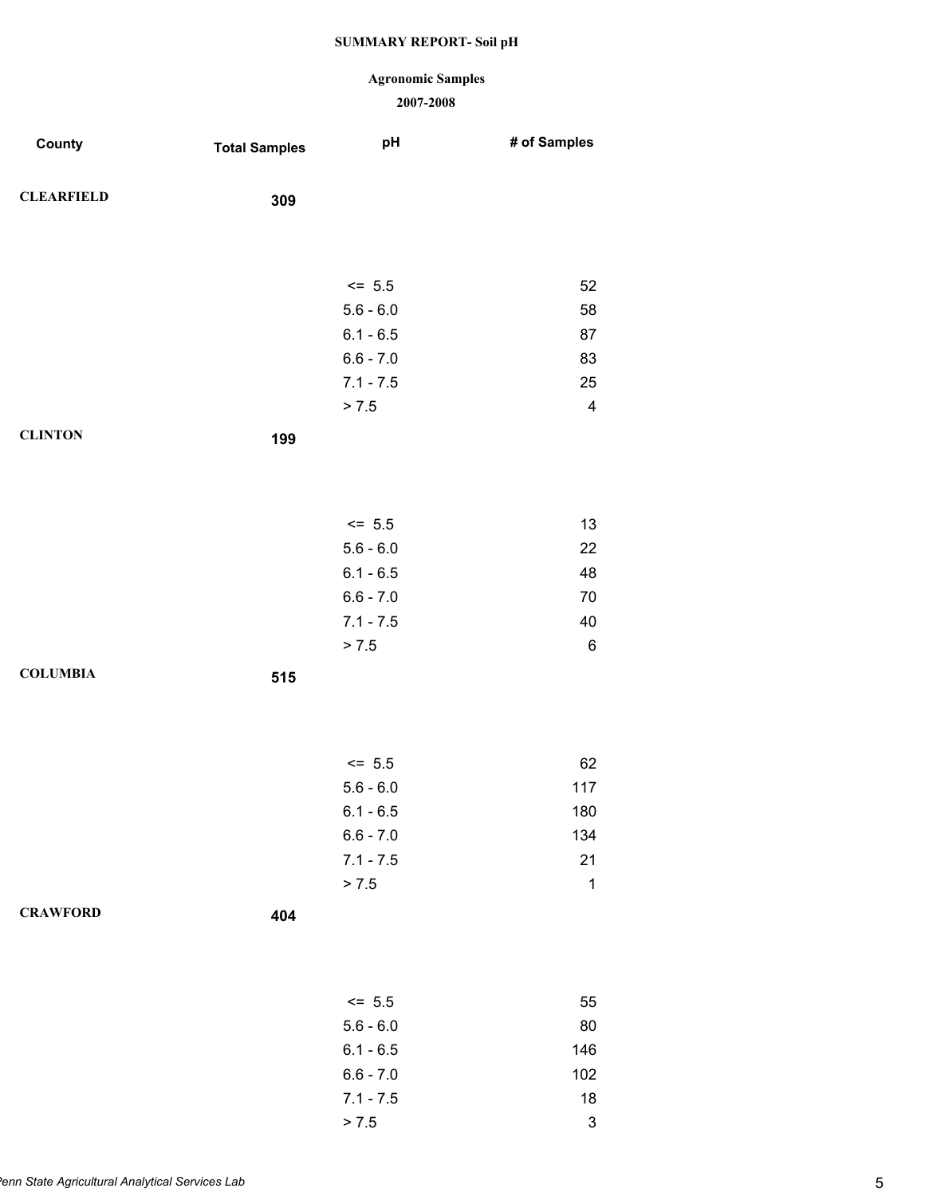**SUMMARY REPORT- Soil pH**

**Agronomic Samples**

**2007-2008**

| County | Total Samples | pH | # of Samples |
|---|---|---|---|
| **CLEARFIELD** | **309** | | |
| | | <= 5.5 | 52 |
| | | 5.6 - 6.0 | 58 |
| | | 6.1 - 6.5 | 87 |
| | | 6.6 - 7.0 | 83 |
| | | 7.1 - 7.5 | 25 |
| | | > 7.5 | 4 |
| **CLINTON** | **199** | | |
| | | <= 5.5 | 13 |
| | | 5.6 - 6.0 | 22 |
| | | 6.1 - 6.5 | 48 |
| | | 6.6 - 7.0 | 70 |
| | | 7.1 - 7.5 | 40 |
| | | > 7.5 | 6 |
| **COLUMBIA** | **515** | | |
| | | <= 5.5 | 62 |
| | | 5.6 - 6.0 | 117 |
| | | 6.1 - 6.5 | 180 |
| | | 6.6 - 7.0 | 134 |
| | | 7.1 - 7.5 | 21 |
| | | > 7.5 | 1 |
| **CRAWFORD** | **404** | | |
| | | <= 5.5 | 55 |
| | | 5.6 - 6.0 | 80 |
| | | 6.1 - 6.5 | 146 |
| | | 6.6 - 7.0 | 102 |
| | | 7.1 - 7.5 | 18 |
| | | > 7.5 | 3 |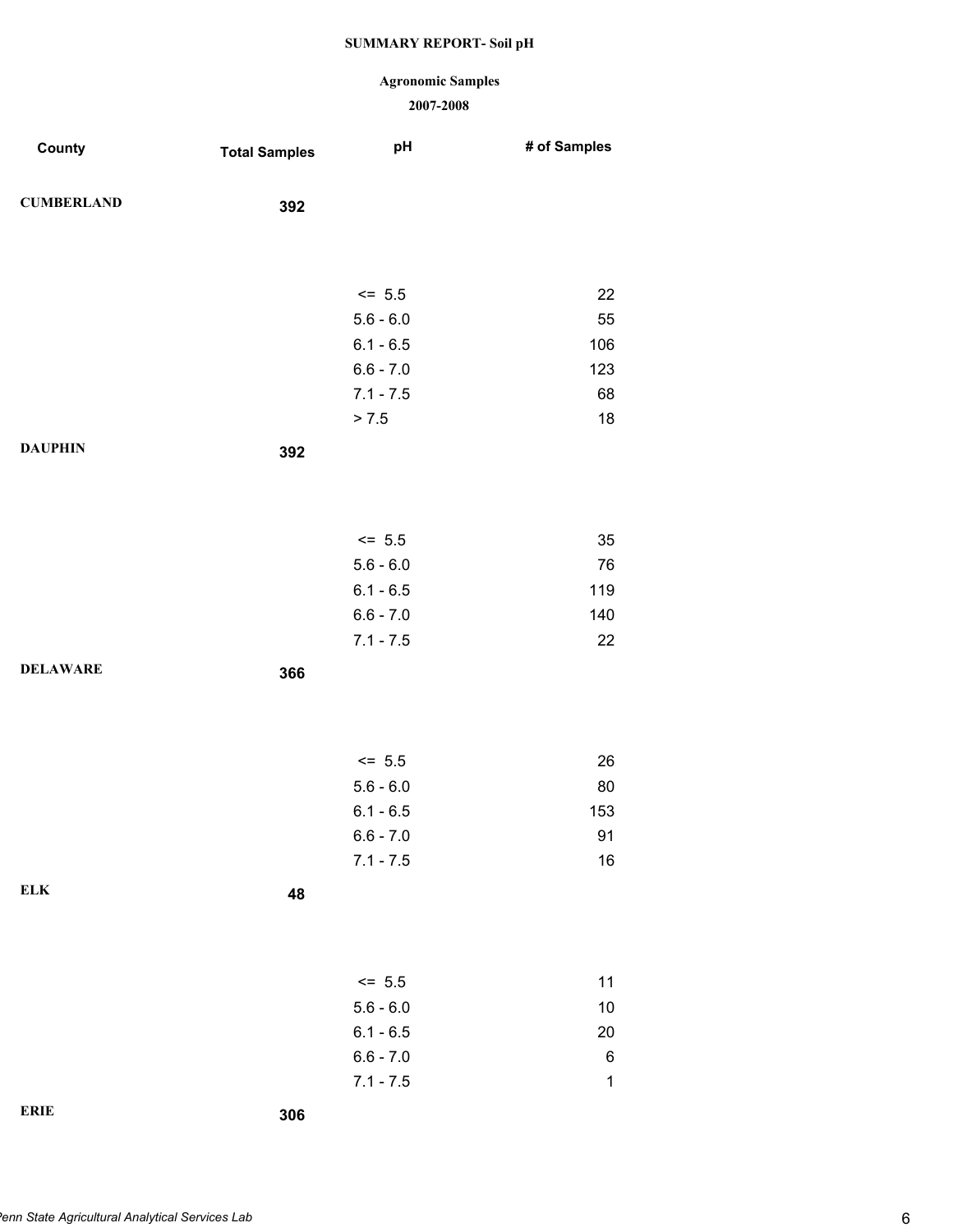**SUMMARY REPORT- Soil pH**

**Agronomic Samples**

**2007-2008**

| County | Total Samples | pH | # of Samples |
|---|---|---|---|
| **CUMBERLAND** | **392** | | |
| | | <= 5.5 | 22 |
| | | 5.6 - 6.0 | 55 |
| | | 6.1 - 6.5 | 106 |
| | | 6.6 - 7.0 | 123 |
| | | 7.1 - 7.5 | 68 |
| | | > 7.5 | 18 |
| **DAUPHIN** | **392** | | |
| | | <= 5.5 | 35 |
| | | 5.6 - 6.0 | 76 |
| | | 6.1 - 6.5 | 119 |
| | | 6.6 - 7.0 | 140 |
| | | 7.1 - 7.5 | 22 |
| **DELAWARE** | **366** | | |
| | | <= 5.5 | 26 |
| | | 5.6 - 6.0 | 80 |
| | | 6.1 - 6.5 | 153 |
| | | 6.6 - 7.0 | 91 |
| | | 7.1 - 7.5 | 16 |
| **ELK** | **48** | | |
| | | <= 5.5 | 11 |
| | | 5.6 - 6.0 | 10 |
| | | 6.1 - 6.5 | 20 |
| | | 6.6 - 7.0 | 6 |
| | | 7.1 - 7.5 | 1 |
| **ERIE** | **306** | | |

*Penn State Agricultural Analytical Services Lab*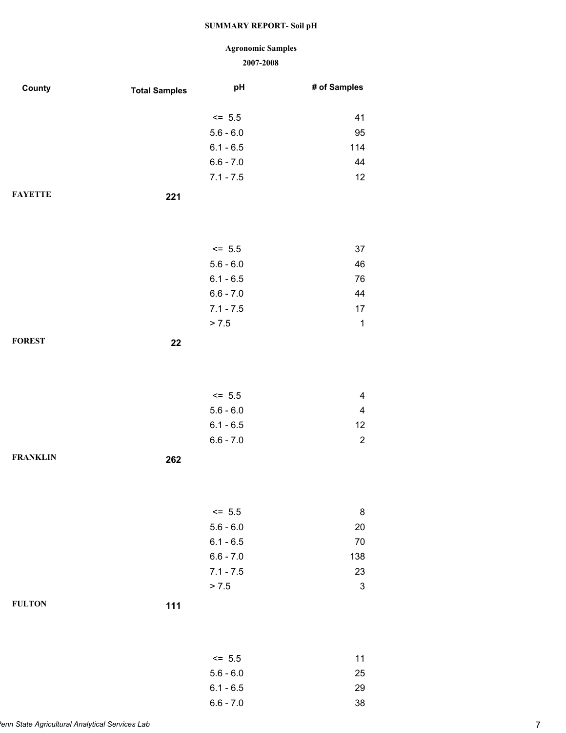**SUMMARY REPORT- Soil pH**

**Agronomic Samples**

**2007-2008**

| County | Total Samples | pH | # of Samples |
|---|---|---|---|
| | | <= 5.5 | 41 |
| | | 5.6 - 6.0 | 95 |
| | | 6.1 - 6.5 | 114 |
| | | 6.6 - 7.0 | 44 |
| | | 7.1 - 7.5 | 12 |
| **FAYETTE** | **221** | | |
| | | <= 5.5 | 37 |
| | | 5.6 - 6.0 | 46 |
| | | 6.1 - 6.5 | 76 |
| | | 6.6 - 7.0 | 44 |
| | | 7.1 - 7.5 | 17 |
| | | > 7.5 | 1 |
| **FOREST** | **22** | | |
| | | <= 5.5 | 4 |
| | | 5.6 - 6.0 | 4 |
| | | 6.1 - 6.5 | 12 |
| | | 6.6 - 7.0 | 2 |
| **FRANKLIN** | **262** | | |
| | | <= 5.5 | 8 |
| | | 5.6 - 6.0 | 20 |
| | | 6.1 - 6.5 | 70 |
| | | 6.6 - 7.0 | 138 |
| | | 7.1 - 7.5 | 23 |
| | | > 7.5 | 3 |
| **FULTON** | **111** | | |
| | | <= 5.5 | 11 |
| | | 5.6 - 6.0 | 25 |
| | | 6.1 - 6.5 | 29 |
| | | 6.6 - 7.0 | 38 |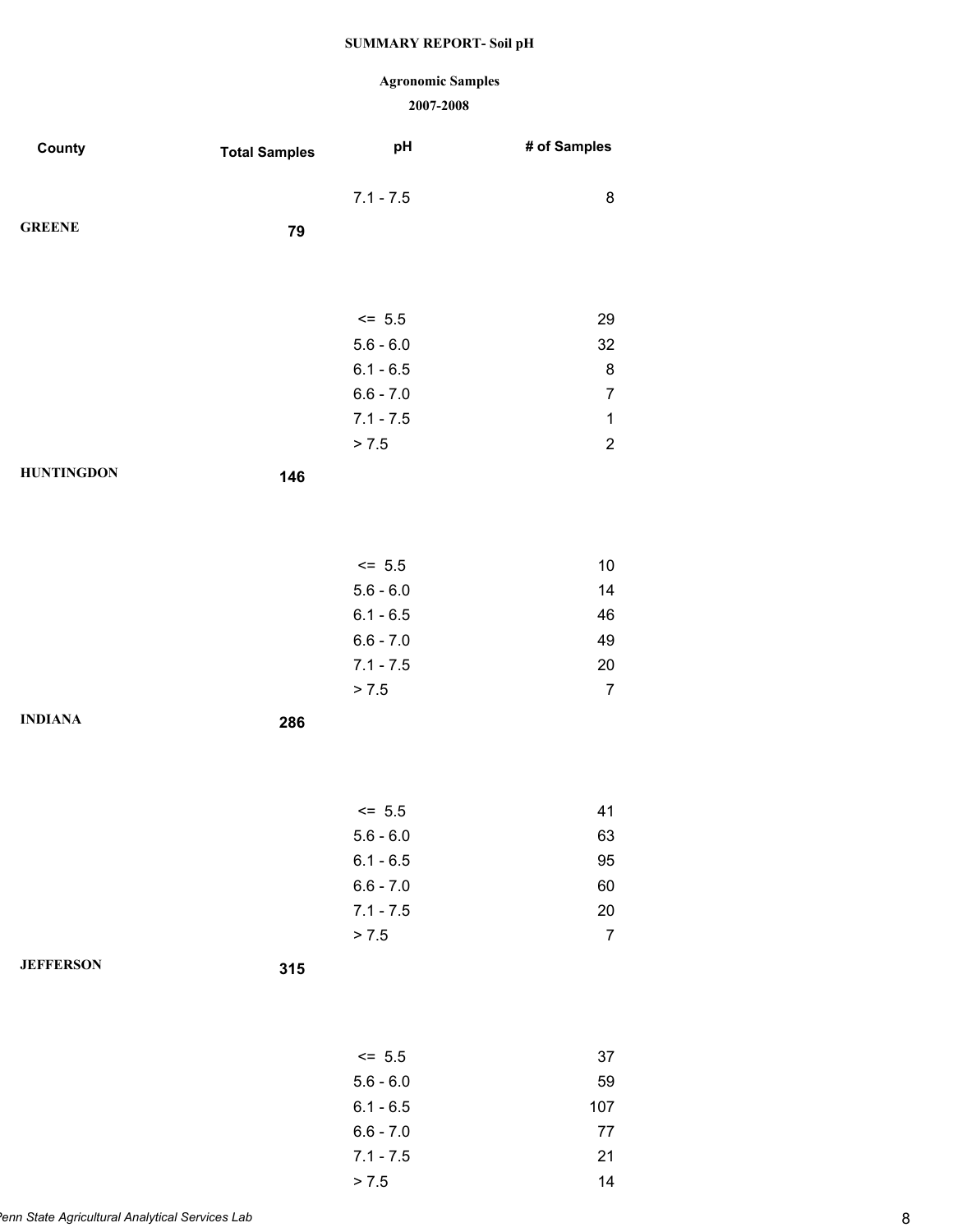**SUMMARY REPORT- Soil pH**

**Agronomic Samples**

**2007-2008**

| County | Total Samples | pH | # of Samples |
|---|---|---|---|
| | | 7.1 - 7.5 | 8 |
| **GREENE** | **79** | | |
| | | <= 5.5 | 29 |
| | | 5.6 - 6.0 | 32 |
| | | 6.1 - 6.5 | 8 |
| | | 6.6 - 7.0 | 7 |
| | | 7.1 - 7.5 | 1 |
| | | > 7.5 | 2 |
| **HUNTINGDON** | **146** | | |
| | | <= 5.5 | 10 |
| | | 5.6 - 6.0 | 14 |
| | | 6.1 - 6.5 | 46 |
| | | 6.6 - 7.0 | 49 |
| | | 7.1 - 7.5 | 20 |
| | | > 7.5 | 7 |
| **INDIANA** | **286** | | |
| | | <= 5.5 | 41 |
| | | 5.6 - 6.0 | 63 |
| | | 6.1 - 6.5 | 95 |
| | | 6.6 - 7.0 | 60 |
| | | 7.1 - 7.5 | 20 |
| | | > 7.5 | 7 |
| **JEFFERSON** | **315** | | |
| | | <= 5.5 | 37 |
| | | 5.6 - 6.0 | 59 |
| | | 6.1 - 6.5 | 107 |
| | | 6.6 - 7.0 | 77 |
| | | 7.1 - 7.5 | 21 |
| | | > 7.5 | 14 |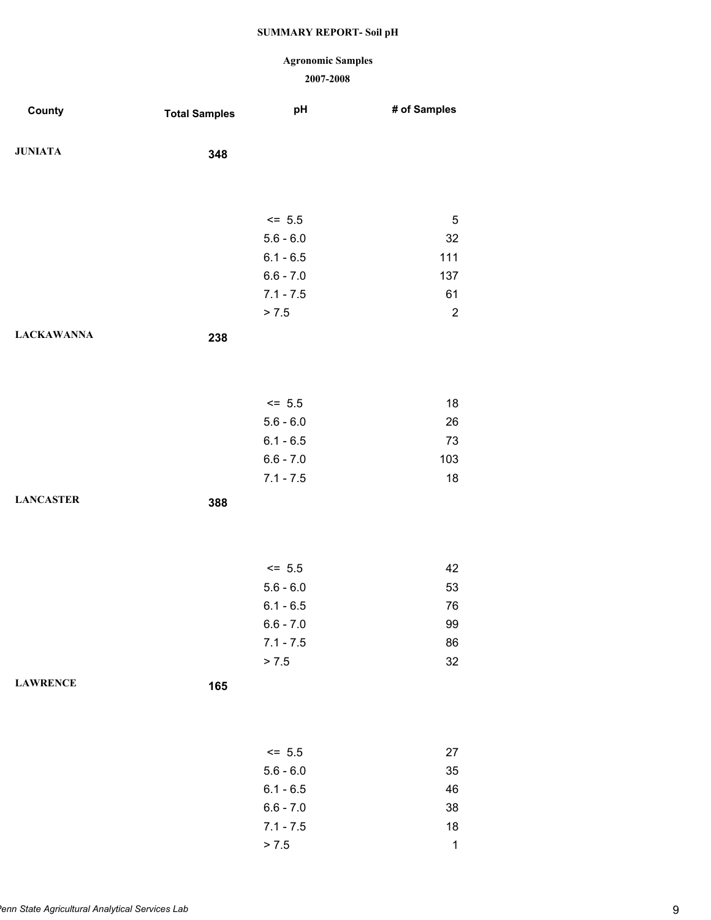**SUMMARY REPORT- Soil pH**

**Agronomic Samples**

**2007-2008**

| County | Total Samples | pH | # of Samples |
|---|---|---|---|
| **JUNIATA** | **348** | | |
| | | <= 5.5 | 5 |
| | | 5.6 - 6.0 | 32 |
| | | 6.1 - 6.5 | 111 |
| | | 6.6 - 7.0 | 137 |
| | | 7.1 - 7.5 | 61 |
| | | > 7.5 | 2 |
| **LACKAWANNA** | **238** | | |
| | | <= 5.5 | 18 |
| | | 5.6 - 6.0 | 26 |
| | | 6.1 - 6.5 | 73 |
| | | 6.6 - 7.0 | 103 |
| | | 7.1 - 7.5 | 18 |
| **LANCASTER** | **388** | | |
| | | <= 5.5 | 42 |
| | | 5.6 - 6.0 | 53 |
| | | 6.1 - 6.5 | 76 |
| | | 6.6 - 7.0 | 99 |
| | | 7.1 - 7.5 | 86 |
| | | > 7.5 | 32 |
| **LAWRENCE** | **165** | | |
| | | <= 5.5 | 27 |
| | | 5.6 - 6.0 | 35 |
| | | 6.1 - 6.5 | 46 |
| | | 6.6 - 7.0 | 38 |
| | | 7.1 - 7.5 | 18 |
| | | > 7.5 | 1 |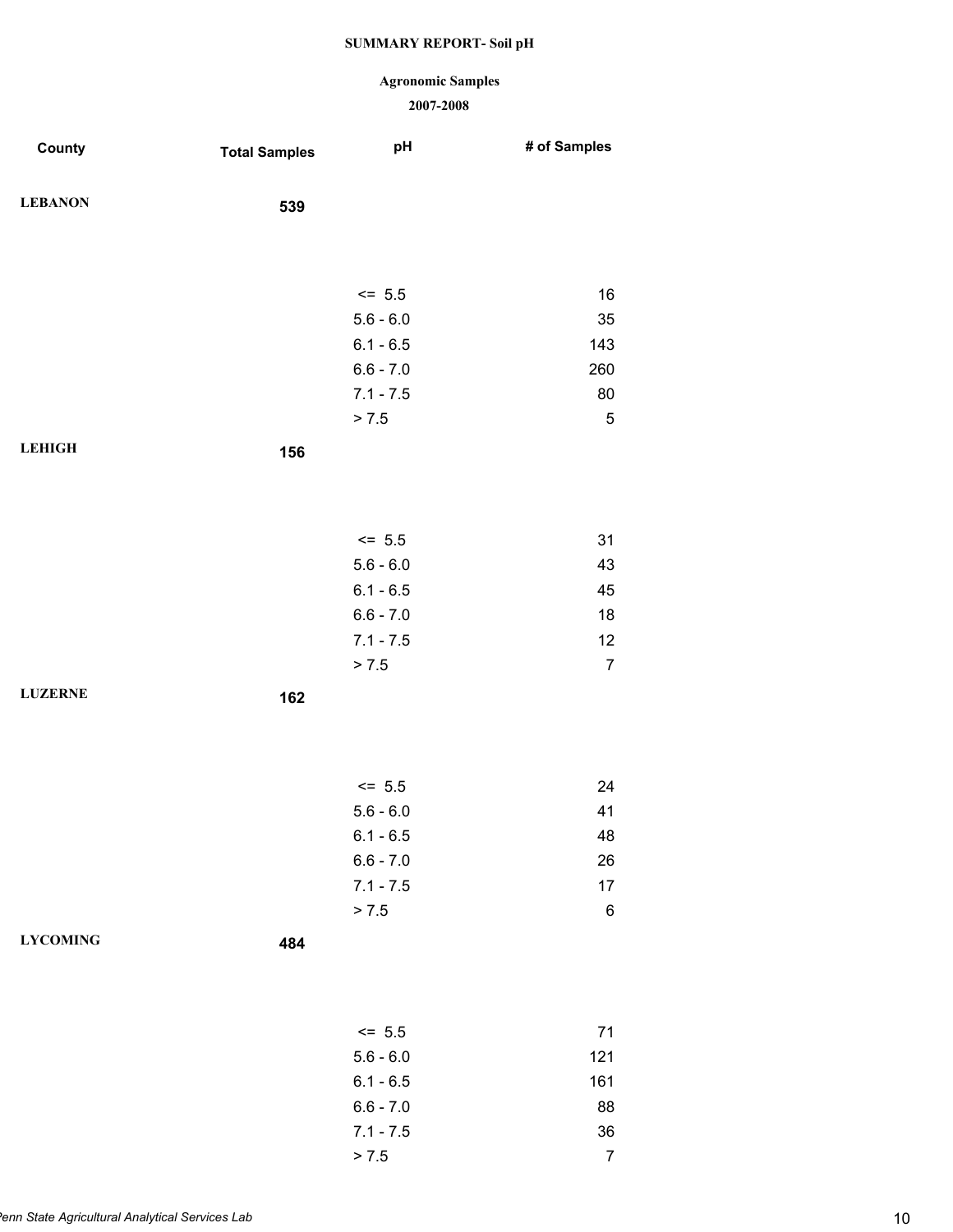# SUMMARY REPORT- Soil pH

## Agronomic Samples

### 2007-2008

| County | Total Samples | pH | # of Samples |
|---|---|---|---|
| LEBANON | 539 | | |
| | | <= 5.5 | 16 |
| | | 5.6 - 6.0 | 35 |
| | | 6.1 - 6.5 | 143 |
| | | 6.6 - 7.0 | 260 |
| | | 7.1 - 7.5 | 80 |
| | | > 7.5 | 5 |
| LEHIGH | 156 | | |
| | | <= 5.5 | 31 |
| | | 5.6 - 6.0 | 43 |
| | | 6.1 - 6.5 | 45 |
| | | 6.6 - 7.0 | 18 |
| | | 7.1 - 7.5 | 12 |
| | | > 7.5 | 7 |
| LUZERNE | 162 | | |
| | | <= 5.5 | 24 |
| | | 5.6 - 6.0 | 41 |
| | | 6.1 - 6.5 | 48 |
| | | 6.6 - 7.0 | 26 |
| | | 7.1 - 7.5 | 17 |
| | | > 7.5 | 6 |
| LYCOMING | 484 | | |
| | | <= 5.5 | 71 |
| | | 5.6 - 6.0 | 121 |
| | | 6.1 - 6.5 | 161 |
| | | 6.6 - 7.0 | 88 |
| | | 7.1 - 7.5 | 36 |
| | | > 7.5 | 7 |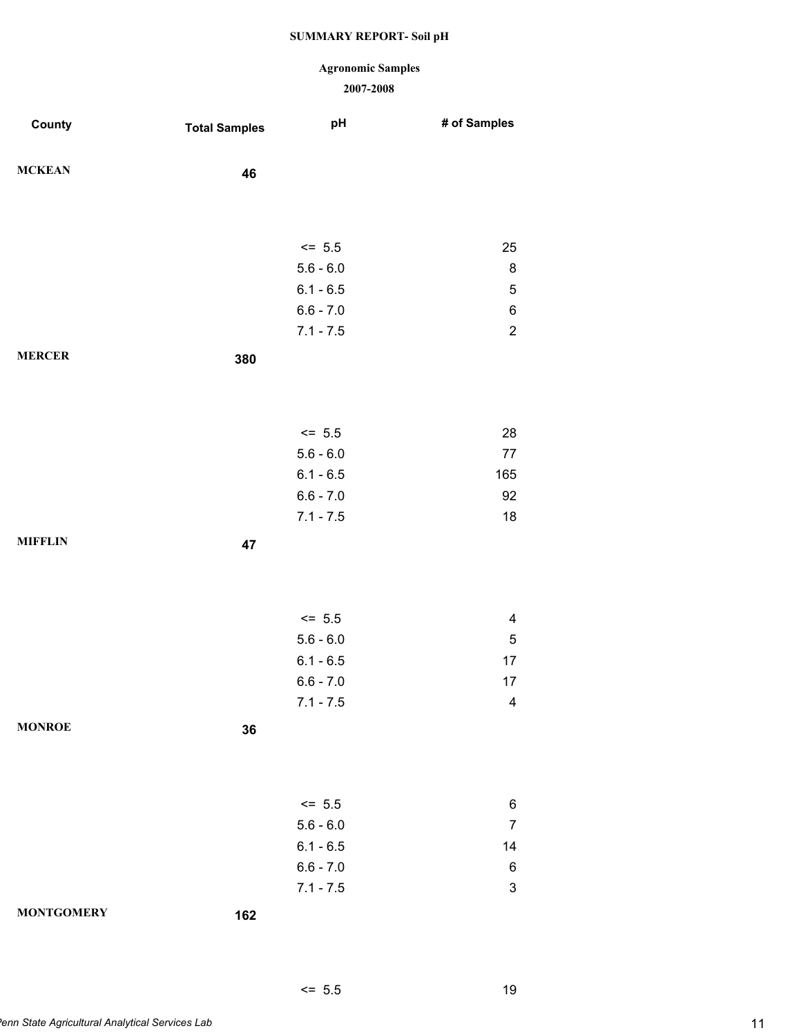**SUMMARY REPORT- Soil pH**

**Agronomic Samples**

**2007-2008**

| County | Total Samples | pH | # of Samples |
|---|---|---|---|
| MCKEAN | 46 | | |
| | | <= 5.5 | 25 |
| | | 5.6 - 6.0 | 8 |
| | | 6.1 - 6.5 | 5 |
| | | 6.6 - 7.0 | 6 |
| | | 7.1 - 7.5 | 2 |
| MERCER | 380 | | |
| | | <= 5.5 | 28 |
| | | 5.6 - 6.0 | 77 |
| | | 6.1 - 6.5 | 165 |
| | | 6.6 - 7.0 | 92 |
| | | 7.1 - 7.5 | 18 |
| MIFFLIN | 47 | | |
| | | <= 5.5 | 4 |
| | | 5.6 - 6.0 | 5 |
| | | 6.1 - 6.5 | 17 |
| | | 6.6 - 7.0 | 17 |
| | | 7.1 - 7.5 | 4 |
| MONROE | 36 | | |
| | | <= 5.5 | 6 |
| | | 5.6 - 6.0 | 7 |
| | | 6.1 - 6.5 | 14 |
| | | 6.6 - 7.0 | 6 |
| | | 7.1 - 7.5 | 3 |
| MONTGOMERY | 162 | | |
| | | <= 5.5 | 19 |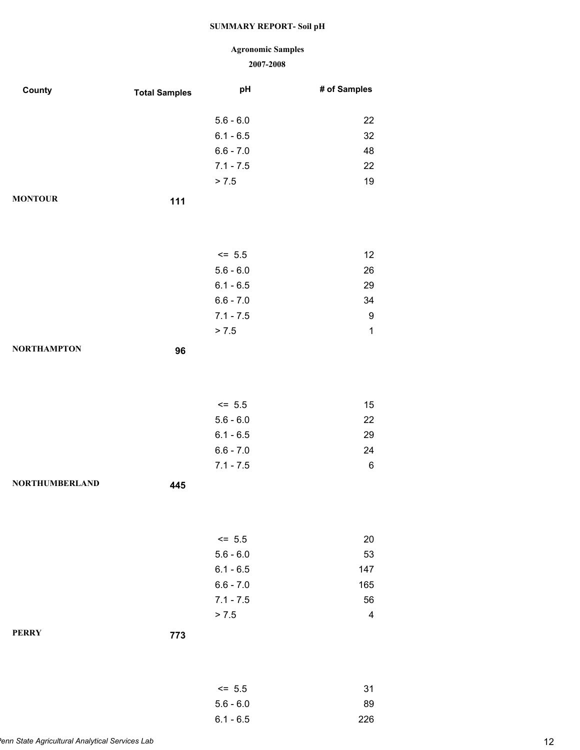**SUMMARY REPORT- Soil pH**

**Agronomic Samples**

**2007-2008**

| County | Total Samples | pH | # of Samples |
|---|---|---|---|
| | | 5.6 - 6.0 | 22 |
| | | 6.1 - 6.5 | 32 |
| | | 6.6 - 7.0 | 48 |
| | | 7.1 - 7.5 | 22 |
| | | > 7.5 | 19 |
| **MONTOUR** | **111** | | |
| | | <= 5.5 | 12 |
| | | 5.6 - 6.0 | 26 |
| | | 6.1 - 6.5 | 29 |
| | | 6.6 - 7.0 | 34 |
| | | 7.1 - 7.5 | 9 |
| | | > 7.5 | 1 |
| **NORTHAMPTON** | **96** | | |
| | | <= 5.5 | 15 |
| | | 5.6 - 6.0 | 22 |
| | | 6.1 - 6.5 | 29 |
| | | 6.6 - 7.0 | 24 |
| | | 7.1 - 7.5 | 6 |
| **NORTHUMBERLAND** | **445** | | |
| | | <= 5.5 | 20 |
| | | 5.6 - 6.0 | 53 |
| | | 6.1 - 6.5 | 147 |
| | | 6.6 - 7.0 | 165 |
| | | 7.1 - 7.5 | 56 |
| | | > 7.5 | 4 |
| **PERRY** | **773** | | |
| | | <= 5.5 | 31 |
| | | 5.6 - 6.0 | 89 |
| | | 6.1 - 6.5 | 226 |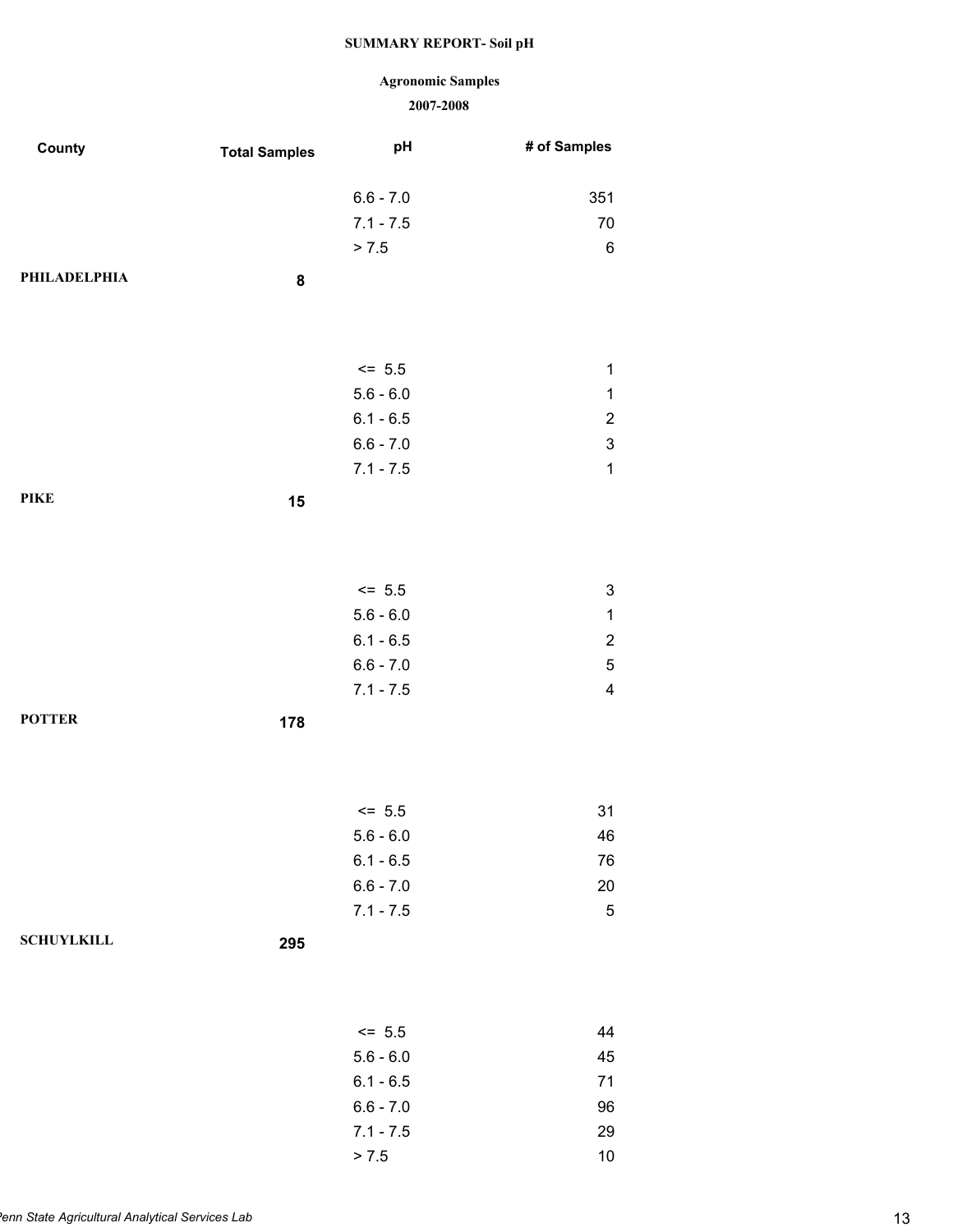**SUMMARY REPORT- Soil pH**

**Agronomic Samples**

**2007-2008**

| County | Total Samples | pH | # of Samples |
|---|---|---|---|
| | | 6.6 - 7.0 | 351 |
| | | 7.1 - 7.5 | 70 |
| | | > 7.5 | 6 |
| **PHILADELPHIA** | **8** | | |
| | | <= 5.5 | 1 |
| | | 5.6 - 6.0 | 1 |
| | | 6.1 - 6.5 | 2 |
| | | 6.6 - 7.0 | 3 |
| | | 7.1 - 7.5 | 1 |
| **PIKE** | **15** | | |
| | | <= 5.5 | 3 |
| | | 5.6 - 6.0 | 1 |
| | | 6.1 - 6.5 | 2 |
| | | 6.6 - 7.0 | 5 |
| | | 7.1 - 7.5 | 4 |
| **POTTER** | **178** | | |
| | | <= 5.5 | 31 |
| | | 5.6 - 6.0 | 46 |
| | | 6.1 - 6.5 | 76 |
| | | 6.6 - 7.0 | 20 |
| | | 7.1 - 7.5 | 5 |
| **SCHUYLKILL** | **295** | | |
| | | <= 5.5 | 44 |
| | | 5.6 - 6.0 | 45 |
| | | 6.1 - 6.5 | 71 |
| | | 6.6 - 7.0 | 96 |
| | | 7.1 - 7.5 | 29 |
| | | > 7.5 | 10 |

*Penn State Agricultural Analytical Services Lab*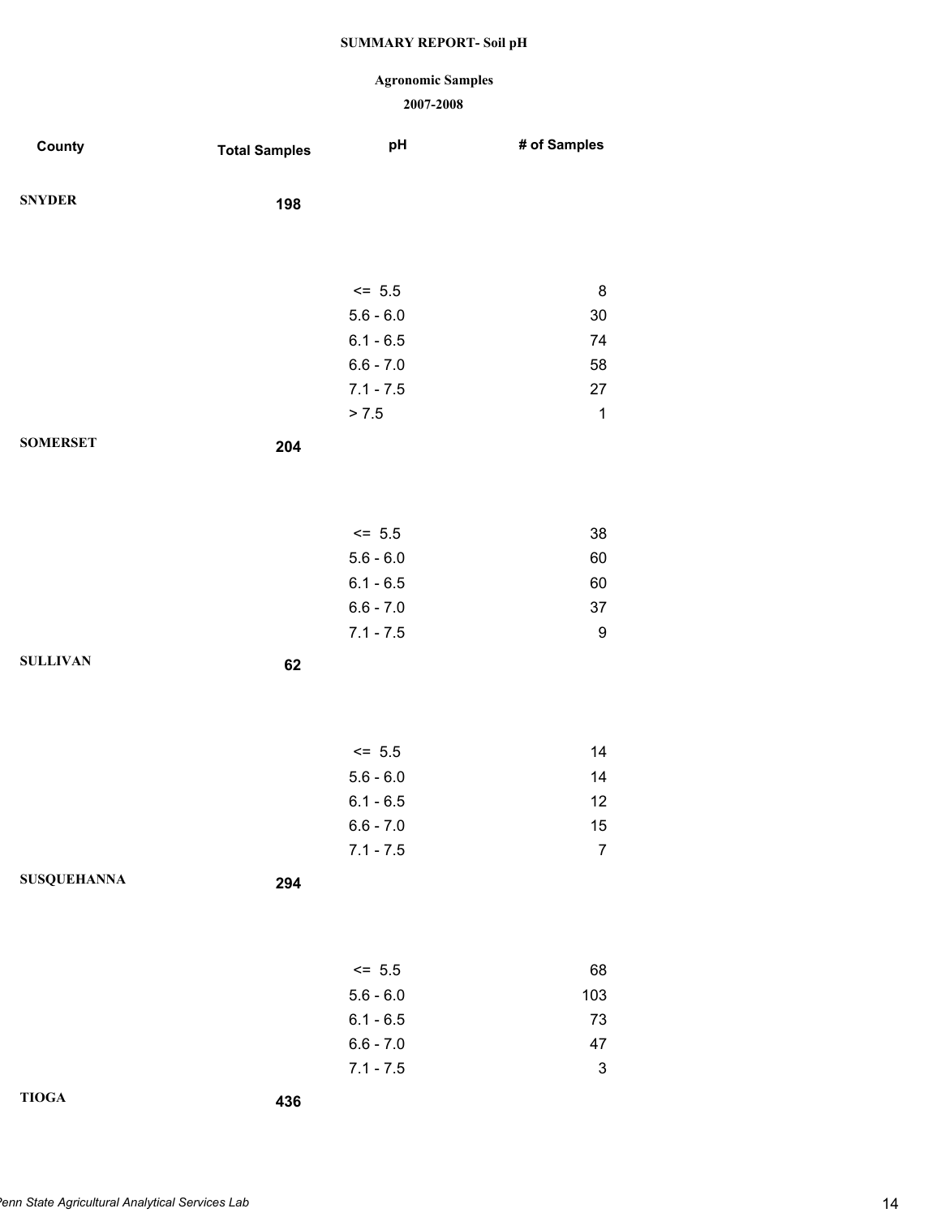**SUMMARY REPORT- Soil pH**

**Agronomic Samples**

**2007-2008**

| County | Total Samples | pH | # of Samples |
|---|---|---|---|
| **SNYDER** | **198** | | |
| | | <= 5.5 | 8 |
| | | 5.6 - 6.0 | 30 |
| | | 6.1 - 6.5 | 74 |
| | | 6.6 - 7.0 | 58 |
| | | 7.1 - 7.5 | 27 |
| | | > 7.5 | 1 |
| **SOMERSET** | **204** | | |
| | | <= 5.5 | 38 |
| | | 5.6 - 6.0 | 60 |
| | | 6.1 - 6.5 | 60 |
| | | 6.6 - 7.0 | 37 |
| | | 7.1 - 7.5 | 9 |
| **SULLIVAN** | **62** | | |
| | | <= 5.5 | 14 |
| | | 5.6 - 6.0 | 14 |
| | | 6.1 - 6.5 | 12 |
| | | 6.6 - 7.0 | 15 |
| | | 7.1 - 7.5 | 7 |
| **SUSQUEHANNA** | **294** | | |
| | | <= 5.5 | 68 |
| | | 5.6 - 6.0 | 103 |
| | | 6.1 - 6.5 | 73 |
| | | 6.6 - 7.0 | 47 |
| | | 7.1 - 7.5 | 3 |
| **TIOGA** | **436** | | |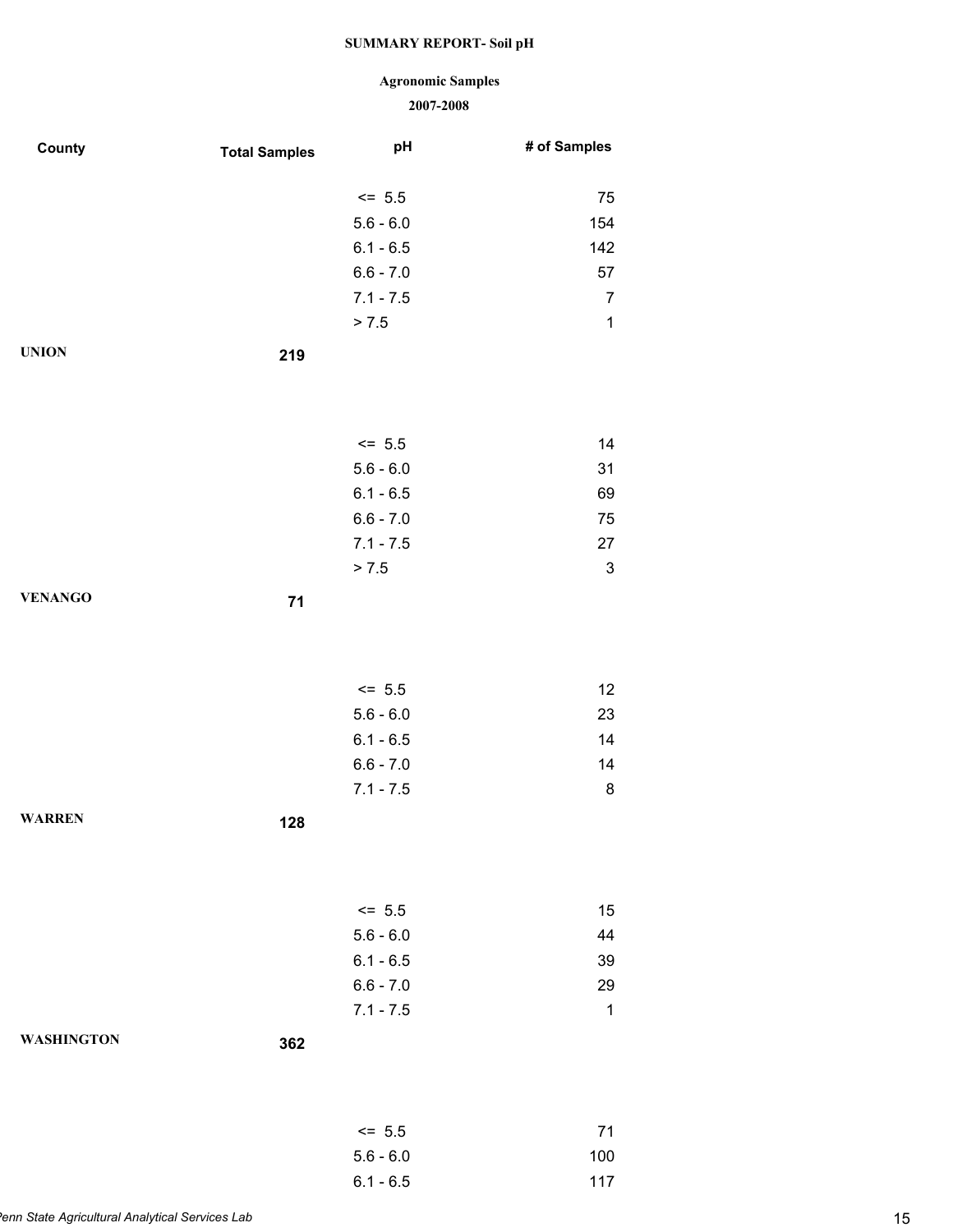**SUMMARY REPORT- Soil pH**

**Agronomic Samples**

**2007-2008**

| County | Total Samples | pH | # of Samples |
|---|---|---|---|
| | | <= 5.5 | 75 |
| | | 5.6 - 6.0 | 154 |
| | | 6.1 - 6.5 | 142 |
| | | 6.6 - 7.0 | 57 |
| | | 7.1 - 7.5 | 7 |
| | | > 7.5 | 1 |
| **UNION** | **219** | | |
| | | <= 5.5 | 14 |
| | | 5.6 - 6.0 | 31 |
| | | 6.1 - 6.5 | 69 |
| | | 6.6 - 7.0 | 75 |
| | | 7.1 - 7.5 | 27 |
| | | > 7.5 | 3 |
| **VENANGO** | **71** | | |
| | | <= 5.5 | 12 |
| | | 5.6 - 6.0 | 23 |
| | | 6.1 - 6.5 | 14 |
| | | 6.6 - 7.0 | 14 |
| | | 7.1 - 7.5 | 8 |
| **WARREN** | **128** | | |
| | | <= 5.5 | 15 |
| | | 5.6 - 6.0 | 44 |
| | | 6.1 - 6.5 | 39 |
| | | 6.6 - 7.0 | 29 |
| | | 7.1 - 7.5 | 1 |
| **WASHINGTON** | **362** | | |
| | | <= 5.5 | 71 |
| | | 5.6 - 6.0 | 100 |
| | | 6.1 - 6.5 | 117 |

Penn State Agricultural Analytical Services Lab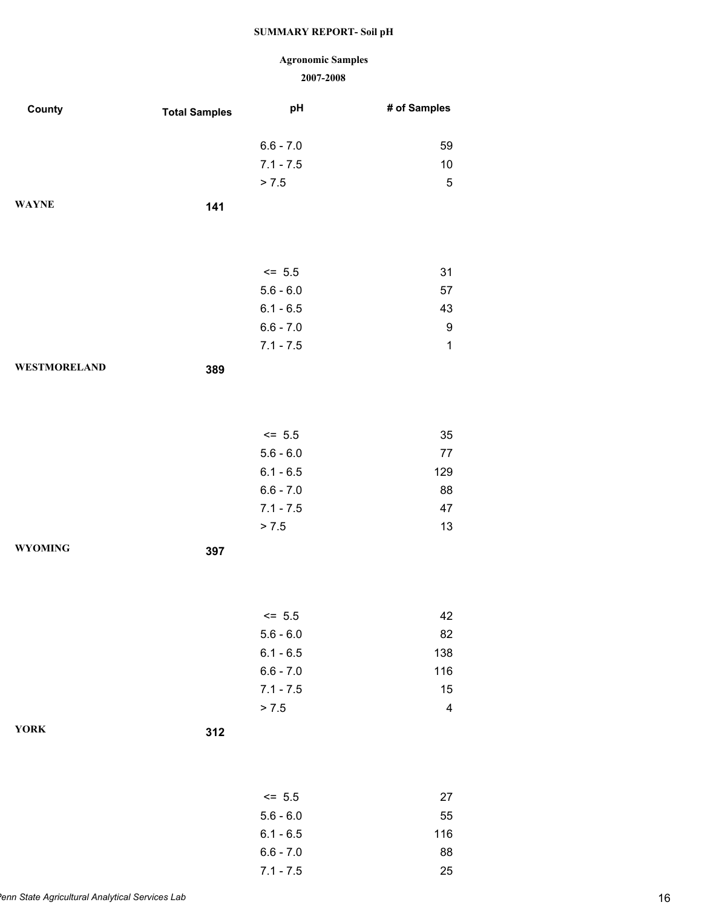**SUMMARY REPORT- Soil pH**

**Agronomic Samples**

**2007-2008**

| County | Total Samples | pH | # of Samples |
|---|---|---|---|
| | | 6.6 - 7.0 | 59 |
| | | 7.1 - 7.5 | 10 |
| | | > 7.5 | 5 |
| **WAYNE** | **141** | | |
| | | <= 5.5 | 31 |
| | | 5.6 - 6.0 | 57 |
| | | 6.1 - 6.5 | 43 |
| | | 6.6 - 7.0 | 9 |
| | | 7.1 - 7.5 | 1 |
| **WESTMORELAND** | **389** | | |
| | | <= 5.5 | 35 |
| | | 5.6 - 6.0 | 77 |
| | | 6.1 - 6.5 | 129 |
| | | 6.6 - 7.0 | 88 |
| | | 7.1 - 7.5 | 47 |
| | | > 7.5 | 13 |
| **WYOMING** | **397** | | |
| | | <= 5.5 | 42 |
| | | 5.6 - 6.0 | 82 |
| | | 6.1 - 6.5 | 138 |
| | | 6.6 - 7.0 | 116 |
| | | 7.1 - 7.5 | 15 |
| | | > 7.5 | 4 |
| **YORK** | **312** | | |
| | | <= 5.5 | 27 |
| | | 5.6 - 6.0 | 55 |
| | | 6.1 - 6.5 | 116 |
| | | 6.6 - 7.0 | 88 |
| | | 7.1 - 7.5 | 25 |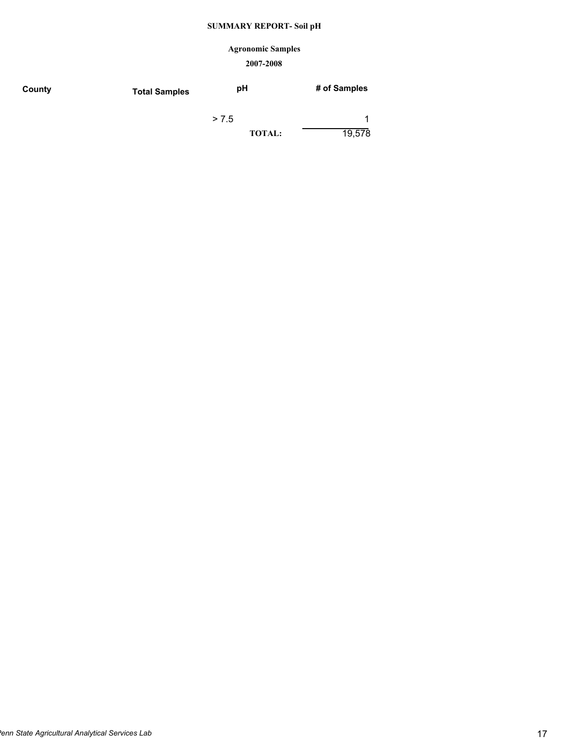**SUMMARY REPORT- Soil pH**

**Agronomic Samples**

**2007-2008**

| County | Total Samples | pH | # of Samples |
| --- | --- | --- | --- |
| | | > 7.5 | 1 |
| | | **TOTAL:** | 19,578 |